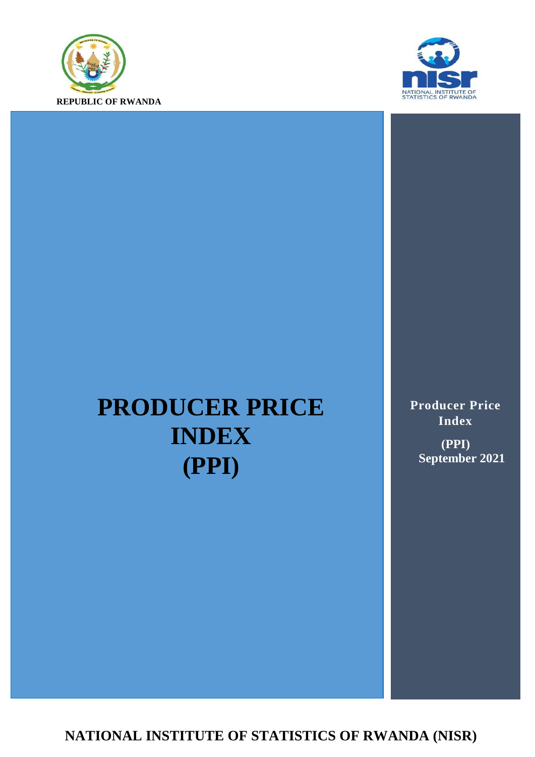REPUBLIC OF RWANDA

NATIONAL INSTITUTE OF STATISTICS OF RWANDA

# PRODUCER PRICE INDEX (PPI)

**Producer Price Index**

**(PPI)**
**September 2021**

**NATIONAL INSTITUTE OF STATISTICS OF RWANDA (NISR)**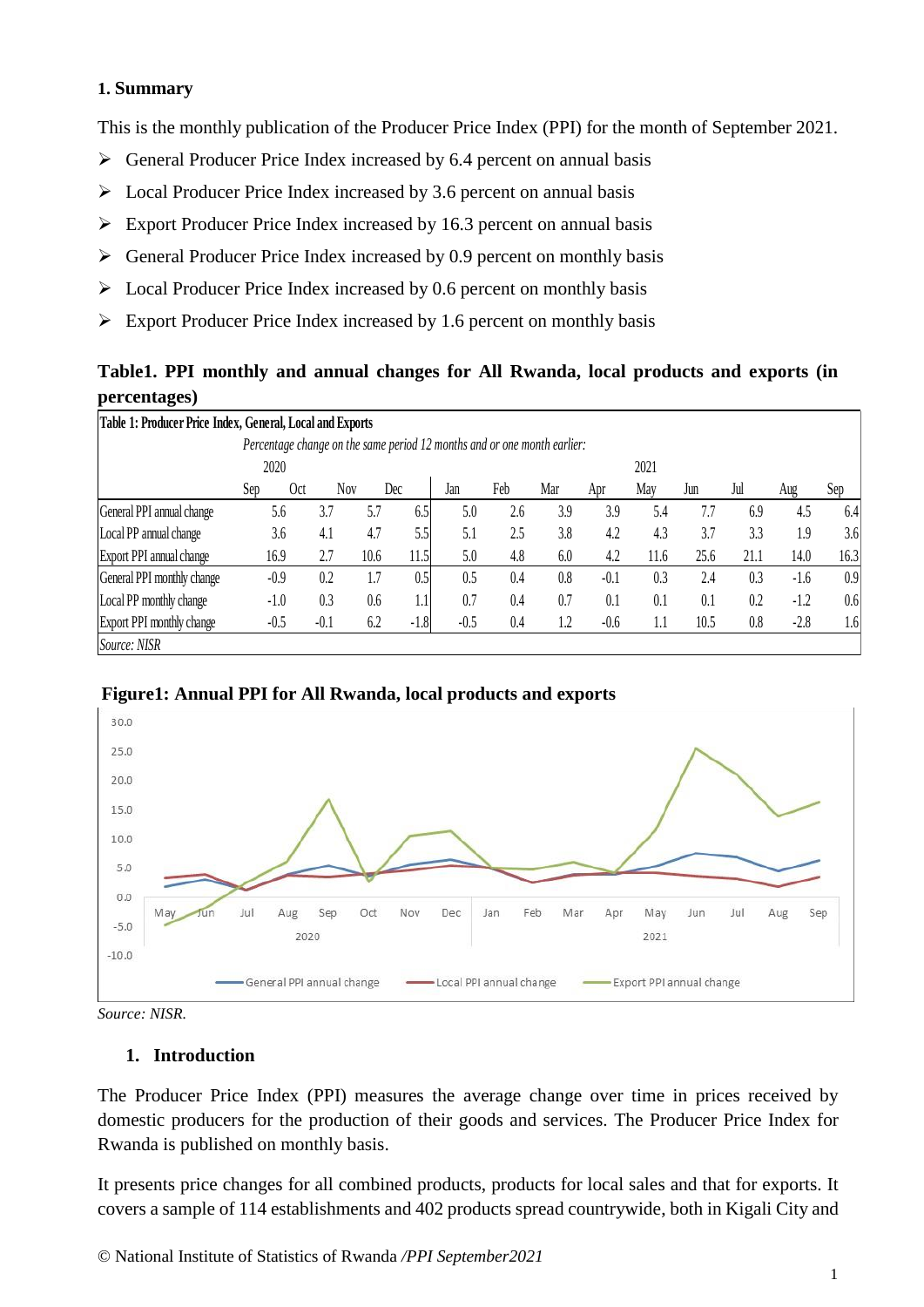# 1. Summary

This is the monthly publication of the Producer Price Index (PPI) for the month of September 2021.

- General Producer Price Index increased by 6.4 percent on annual basis
- Local Producer Price Index increased by 3.6 percent on annual basis
- Export Producer Price Index increased by 16.3 percent on annual basis
- General Producer Price Index increased by 0.9 percent on monthly basis
- Local Producer Price Index increased by 0.6 percent on monthly basis
- Export Producer Price Index increased by 1.6 percent on monthly basis

**Table1. PPI monthly and annual changes for All Rwanda, local products and exports (in percentages)**

Table 1: Producer Price Index, General, Local and Exports

*Percentage change on the same period 12 months and or one month earlier:*

| | 2020 | | | | 2021 | | | | | | | | |
|---|---|---|---|---|---|---|---|---|---|---|---|---|---|
| | Sep | Oct | Nov | Dec | Jan | Feb | Mar | Apr | May | Jun | Jul | Aug | Sep |
| General PPI annual change | 5.6 | 3.7 | 5.7 | 6.5 | 5.0 | 2.6 | 3.9 | 3.9 | 5.4 | 7.7 | 6.9 | 4.5 | 6.4 |
| Local PP annual change | 3.6 | 4.1 | 4.7 | 5.5 | 5.1 | 2.5 | 3.8 | 4.2 | 4.3 | 3.7 | 3.3 | 1.9 | 3.6 |
| Export PPI annual change | 16.9 | 2.7 | 10.6 | 11.5 | 5.0 | 4.8 | 6.0 | 4.2 | 11.6 | 25.6 | 21.1 | 14.0 | 16.3 |
| General PPI monthly change | -0.9 | 0.2 | 1.7 | 0.5 | 0.5 | 0.4 | 0.8 | -0.1 | 0.3 | 2.4 | 0.3 | -1.6 | 0.9 |
| Local PP monthly change | -1.0 | 0.3 | 0.6 | 1.1 | 0.7 | 0.4 | 0.7 | 0.1 | 0.1 | 0.1 | 0.2 | -1.2 | 0.6 |
| Export PPI monthly change | -0.5 | -0.1 | 6.2 | -1.8 | -0.5 | 0.4 | 1.2 | -0.6 | 1.1 | 10.5 | 0.8 | -2.8 | 1.6 |

*Source: NISR*

**Figure1: Annual PPI for All Rwanda, local products and exports**

*Source: NISR.*

## 1. Introduction

The Producer Price Index (PPI) measures the average change over time in prices received by domestic producers for the production of their goods and services. The Producer Price Index for Rwanda is published on monthly basis.

It presents price changes for all combined products, products for local sales and that for exports. It covers a sample of 114 establishments and 402 products spread countrywide, both in Kigali City and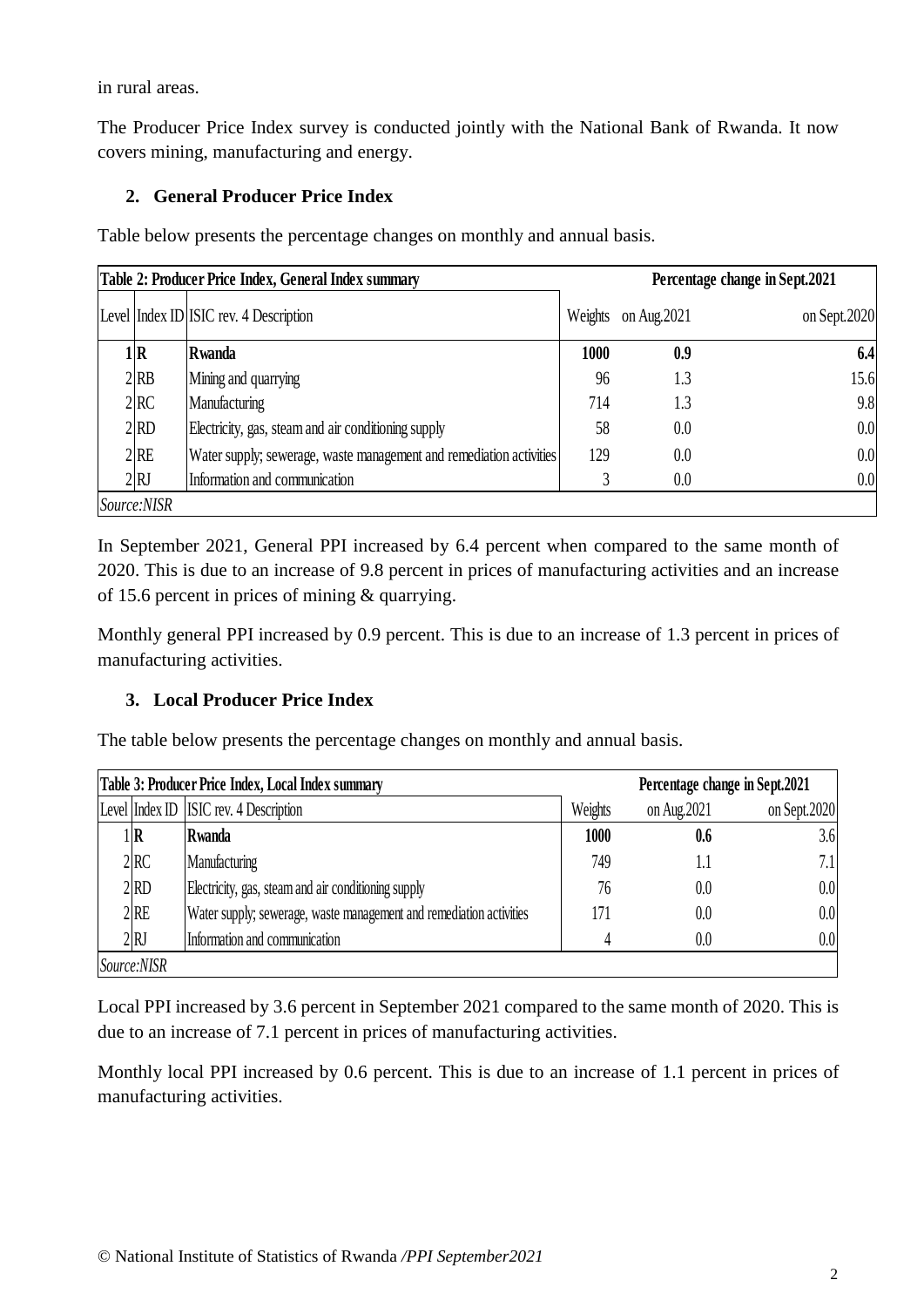in rural areas.

The Producer Price Index survey is conducted jointly with the National Bank of Rwanda. It now covers mining, manufacturing and energy.

## 2. General Producer Price Index

Table below presents the percentage changes on monthly and annual basis.

| **Table 2: Producer Price Index, General Index summary** | | | | **Percentage change in Sept.2021** | |
|---|---|---|---|---|---|
| Level | Index ID | ISIC rev. 4 Description | Weights | on Aug.2021 | on Sept.2020 |
| 1 | **R** | **Rwanda** | **1000** | **0.9** | **6.4** |
| 2 | RB | Mining and quarrying | 96 | 1.3 | 15.6 |
| 2 | RC | Manufacturing | 714 | 1.3 | 9.8 |
| 2 | RD | Electricity, gas, steam and air conditioning supply | 58 | 0.0 | 0.0 |
| 2 | RE | Water supply; sewerage, waste management and remediation activities | 129 | 0.0 | 0.0 |
| 2 | RJ | Information and communication | 3 | 0.0 | 0.0 |
| *Source:NISR* | | | | | |

In September 2021, General PPI increased by 6.4 percent when compared to the same month of 2020. This is due to an increase of 9.8 percent in prices of manufacturing activities and an increase of 15.6 percent in prices of mining & quarrying.

Monthly general PPI increased by 0.9 percent. This is due to an increase of 1.3 percent in prices of manufacturing activities.

## 3. Local Producer Price Index

The table below presents the percentage changes on monthly and annual basis.

| **Table 3: Producer Price Index, Local Index summary** | | | | **Percentage change in Sept.2021** | |
|---|---|---|---|---|---|
| Level | Index ID | ISIC rev. 4 Description | Weights | on Aug.2021 | on Sept.2020 |
| 1 | **R** | **Rwanda** | **1000** | **0.6** | 3.6 |
| 2 | RC | Manufacturing | 749 | 1.1 | 7.1 |
| 2 | RD | Electricity, gas, steam and air conditioning supply | 76 | 0.0 | 0.0 |
| 2 | RE | Water supply; sewerage, waste management and remediation activities | 171 | 0.0 | 0.0 |
| 2 | RJ | Information and communication | 4 | 0.0 | 0.0 |
| *Source:NISR* | | | | | |

Local PPI increased by 3.6 percent in September 2021 compared to the same month of 2020. This is due to an increase of 7.1 percent in prices of manufacturing activities.

Monthly local PPI increased by 0.6 percent. This is due to an increase of 1.1 percent in prices of manufacturing activities.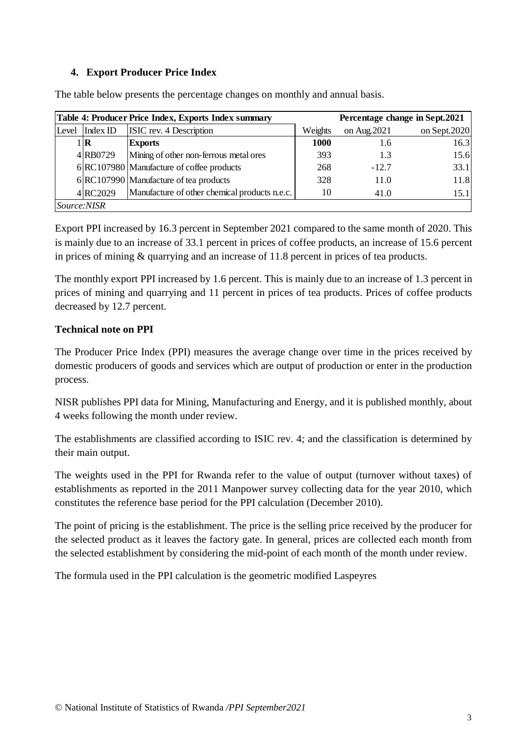## 4. Export Producer Price Index

The table below presents the percentage changes on monthly and annual basis.

| Table 4: Producer Price Index, Exports Index summary | | | | Percentage change in Sept.2021 | |
|---|---|---|---|---|---|
| Level | Index ID | ISIC rev. 4 Description | Weights | on Aug.2021 | on Sept.2020 |
| 1 | **R** | **Exports** | **1000** | 1.6 | 16.3 |
| 4 | RB0729 | Mining of other non-ferrous metal ores | 393 | 1.3 | 15.6 |
| 6 | RC107980 | Manufacture of coffee products | 268 | -12.7 | 33.1 |
| 6 | RC107990 | Manufacture of tea products | 328 | 11.0 | 11.8 |
| 4 | RC2029 | Manufacture of other chemical products n.e.c. | 10 | 41.0 | 15.1 |
| *Source:NISR* | | | | | |

Export PPI increased by 16.3 percent in September 2021 compared to the same month of 2020. This is mainly due to an increase of 33.1 percent in prices of coffee products, an increase of 15.6 percent in prices of mining & quarrying and an increase of 11.8 percent in prices of tea products.

The monthly export PPI increased by 1.6 percent. This is mainly due to an increase of 1.3 percent in prices of mining and quarrying and 11 percent in prices of tea products. Prices of coffee products decreased by 12.7 percent.

**Technical note on PPI**

The Producer Price Index (PPI) measures the average change over time in the prices received by domestic producers of goods and services which are output of production or enter in the production process.

NISR publishes PPI data for Mining, Manufacturing and Energy, and it is published monthly, about 4 weeks following the month under review.

The establishments are classified according to ISIC rev. 4; and the classification is determined by their main output.

The weights used in the PPI for Rwanda refer to the value of output (turnover without taxes) of establishments as reported in the 2011 Manpower survey collecting data for the year 2010, which constitutes the reference base period for the PPI calculation (December 2010).

The point of pricing is the establishment. The price is the selling price received by the producer for the selected product as it leaves the factory gate. In general, prices are collected each month from the selected establishment by considering the mid-point of each month of the month under review.

The formula used in the PPI calculation is the geometric modified Laspeyres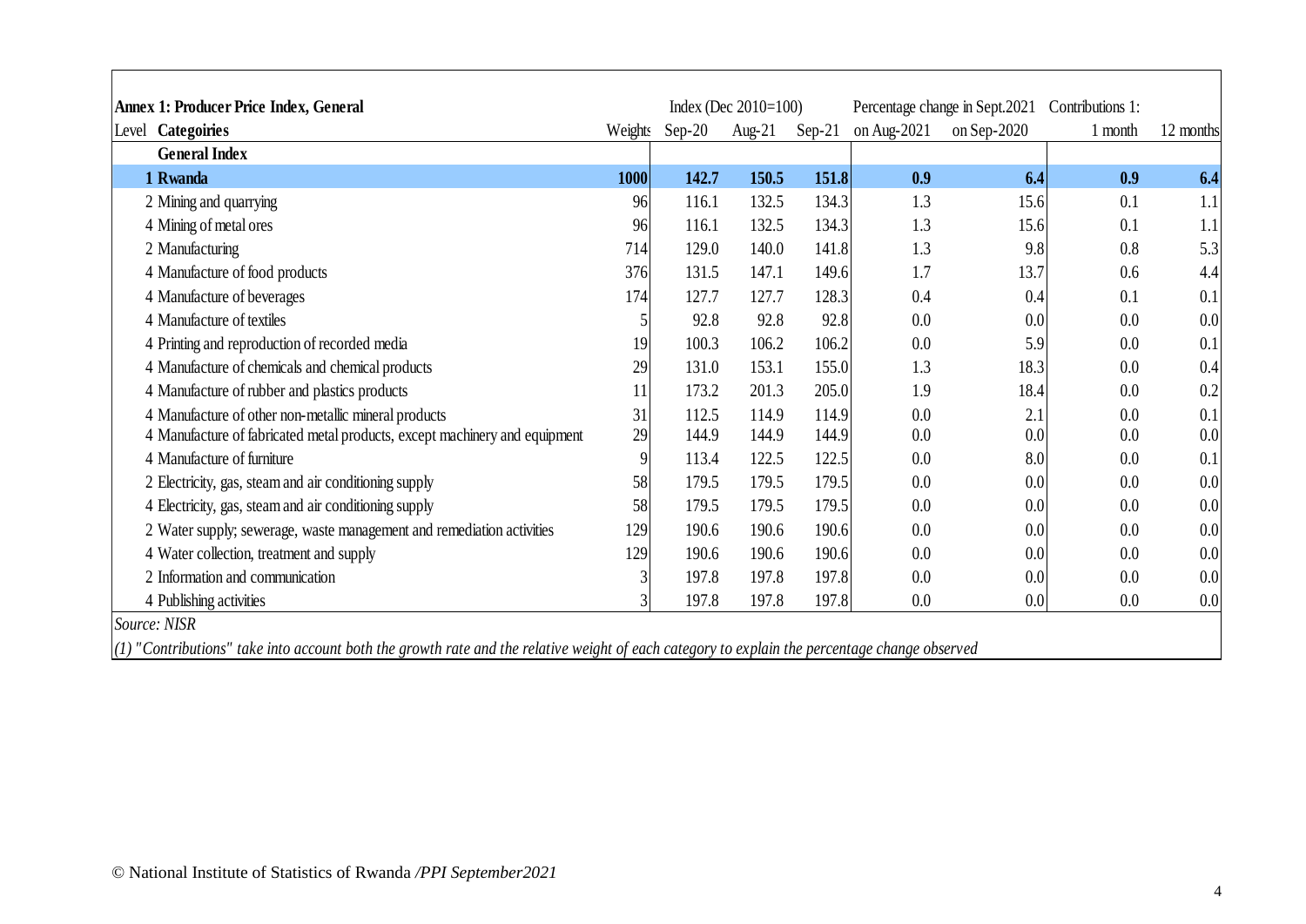| Annex 1: Producer Price Index, General | | | Index (Dec 2010=100) | | | Percentage change in Sept.2021 | | Contributions 1: | |
|---|---|---|---|---|---|---|---|---|---|
| Level | Categoiries | Weights | Sep-20 | Aug-21 | Sep-21 | on Aug-2021 | on Sep-2020 | 1 month | 12 months |
| | **General Index** | | | | | | | | |
| **1** | **Rwanda** | **1000** | **142.7** | **150.5** | **151.8** | **0.9** | **6.4** | **0.9** | **6.4** |
| 2 | Mining and quarrying | 96 | 116.1 | 132.5 | 134.3 | 1.3 | 15.6 | 0.1 | 1.1 |
| 4 | Mining of metal ores | 96 | 116.1 | 132.5 | 134.3 | 1.3 | 15.6 | 0.1 | 1.1 |
| 2 | Manufacturing | 714 | 129.0 | 140.0 | 141.8 | 1.3 | 9.8 | 0.8 | 5.3 |
| 4 | Manufacture of food products | 376 | 131.5 | 147.1 | 149.6 | 1.7 | 13.7 | 0.6 | 4.4 |
| 4 | Manufacture of beverages | 174 | 127.7 | 127.7 | 128.3 | 0.4 | 0.4 | 0.1 | 0.1 |
| 4 | Manufacture of textiles | 5 | 92.8 | 92.8 | 92.8 | 0.0 | 0.0 | 0.0 | 0.0 |
| 4 | Printing and reproduction of recorded media | 19 | 100.3 | 106.2 | 106.2 | 0.0 | 5.9 | 0.0 | 0.1 |
| 4 | Manufacture of chemicals and chemical products | 29 | 131.0 | 153.1 | 155.0 | 1.3 | 18.3 | 0.0 | 0.4 |
| 4 | Manufacture of rubber and plastics products | 11 | 173.2 | 201.3 | 205.0 | 1.9 | 18.4 | 0.0 | 0.2 |
| 4 | Manufacture of other non-metallic mineral products | 31 | 112.5 | 114.9 | 114.9 | 0.0 | 2.1 | 0.0 | 0.1 |
| 4 | Manufacture of fabricated metal products, except machinery and equipment | 29 | 144.9 | 144.9 | 144.9 | 0.0 | 0.0 | 0.0 | 0.0 |
| 4 | Manufacture of furniture | 9 | 113.4 | 122.5 | 122.5 | 0.0 | 8.0 | 0.0 | 0.1 |
| 2 | Electricity, gas, steam and air conditioning supply | 58 | 179.5 | 179.5 | 179.5 | 0.0 | 0.0 | 0.0 | 0.0 |
| 4 | Electricity, gas, steam and air conditioning supply | 58 | 179.5 | 179.5 | 179.5 | 0.0 | 0.0 | 0.0 | 0.0 |
| 2 | Water supply; sewerage, waste management and remediation activities | 129 | 190.6 | 190.6 | 190.6 | 0.0 | 0.0 | 0.0 | 0.0 |
| 4 | Water collection, treatment and supply | 129 | 190.6 | 190.6 | 190.6 | 0.0 | 0.0 | 0.0 | 0.0 |
| 2 | Information and communication | 3 | 197.8 | 197.8 | 197.8 | 0.0 | 0.0 | 0.0 | 0.0 |
| 4 | Publishing activities | 3 | 197.8 | 197.8 | 197.8 | 0.0 | 0.0 | 0.0 | 0.0 |

*Source: NISR*

*(1) "Contributions" take into account both the growth rate and the relative weight of each category to explain the percentage change observed*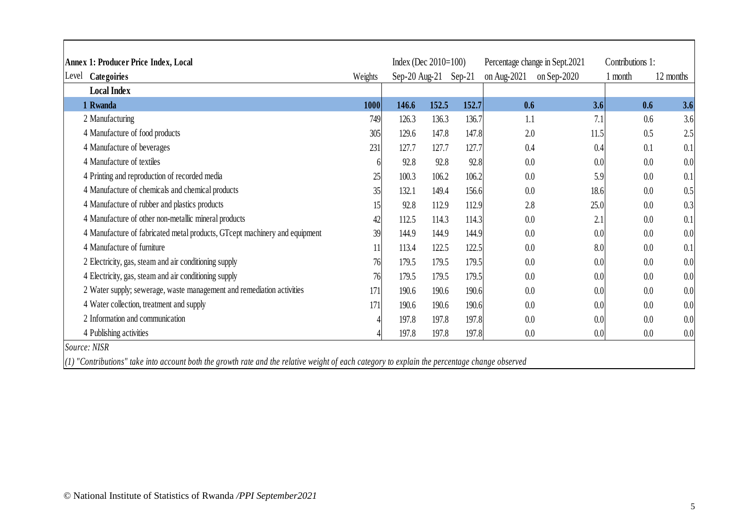**Annex 1: Producer Price Index, Local**

| Level | Categoiries | Weights | Index (Dec 2010=100) | | | Percentage change in Sept.2021 | | Contributions 1: | |
|---|---|---|---|---|---|---|---|---|---|
| | | | Sep-20 | Aug-21 | Sep-21 | on Aug-2021 | on Sep-2020 | 1 month | 12 months |
| | **Local Index** | | | | | | | | |
| 1 | **Rwanda** | **1000** | **146.6** | **152.5** | **152.7** | **0.6** | **3.6** | **0.6** | **3.6** |
| 2 | Manufacturing | 749 | 126.3 | 136.3 | 136.7 | 1.1 | 7.1 | 0.6 | 3.6 |
| 4 | Manufacture of food products | 305 | 129.6 | 147.8 | 147.8 | 2.0 | 11.5 | 0.5 | 2.5 |
| 4 | Manufacture of beverages | 231 | 127.7 | 127.7 | 127.7 | 0.4 | 0.4 | 0.1 | 0.1 |
| 4 | Manufacture of textiles | 6 | 92.8 | 92.8 | 92.8 | 0.0 | 0.0 | 0.0 | 0.0 |
| 4 | Printing and reproduction of recorded media | 25 | 100.3 | 106.2 | 106.2 | 0.0 | 5.9 | 0.0 | 0.1 |
| 4 | Manufacture of chemicals and chemical products | 35 | 132.1 | 149.4 | 156.6 | 0.0 | 18.6 | 0.0 | 0.5 |
| 4 | Manufacture of rubber and plastics products | 15 | 92.8 | 112.9 | 112.9 | 2.8 | 25.0 | 0.0 | 0.3 |
| 4 | Manufacture of other non-metallic mineral products | 42 | 112.5 | 114.3 | 114.3 | 0.0 | 2.1 | 0.0 | 0.1 |
| 4 | Manufacture of fabricated metal products, GTcept machinery and equipment | 39 | 144.9 | 144.9 | 144.9 | 0.0 | 0.0 | 0.0 | 0.0 |
| 4 | Manufacture of furniture | 11 | 113.4 | 122.5 | 122.5 | 0.0 | 8.0 | 0.0 | 0.1 |
| 2 | Electricity, gas, steam and air conditioning supply | 76 | 179.5 | 179.5 | 179.5 | 0.0 | 0.0 | 0.0 | 0.0 |
| 4 | Electricity, gas, steam and air conditioning supply | 76 | 179.5 | 179.5 | 179.5 | 0.0 | 0.0 | 0.0 | 0.0 |
| 2 | Water supply; sewerage, waste management and remediation activities | 171 | 190.6 | 190.6 | 190.6 | 0.0 | 0.0 | 0.0 | 0.0 |
| 4 | Water collection, treatment and supply | 171 | 190.6 | 190.6 | 190.6 | 0.0 | 0.0 | 0.0 | 0.0 |
| 2 | Information and communication | 4 | 197.8 | 197.8 | 197.8 | 0.0 | 0.0 | 0.0 | 0.0 |
| 4 | Publishing activities | 4 | 197.8 | 197.8 | 197.8 | 0.0 | 0.0 | 0.0 | 0.0 |

*Source: NISR*

*(1) "Contributions" take into account both the growth rate and the relative weight of each category to explain the percentage change observed*

© National Institute of Statistics of Rwanda */PPI September2021*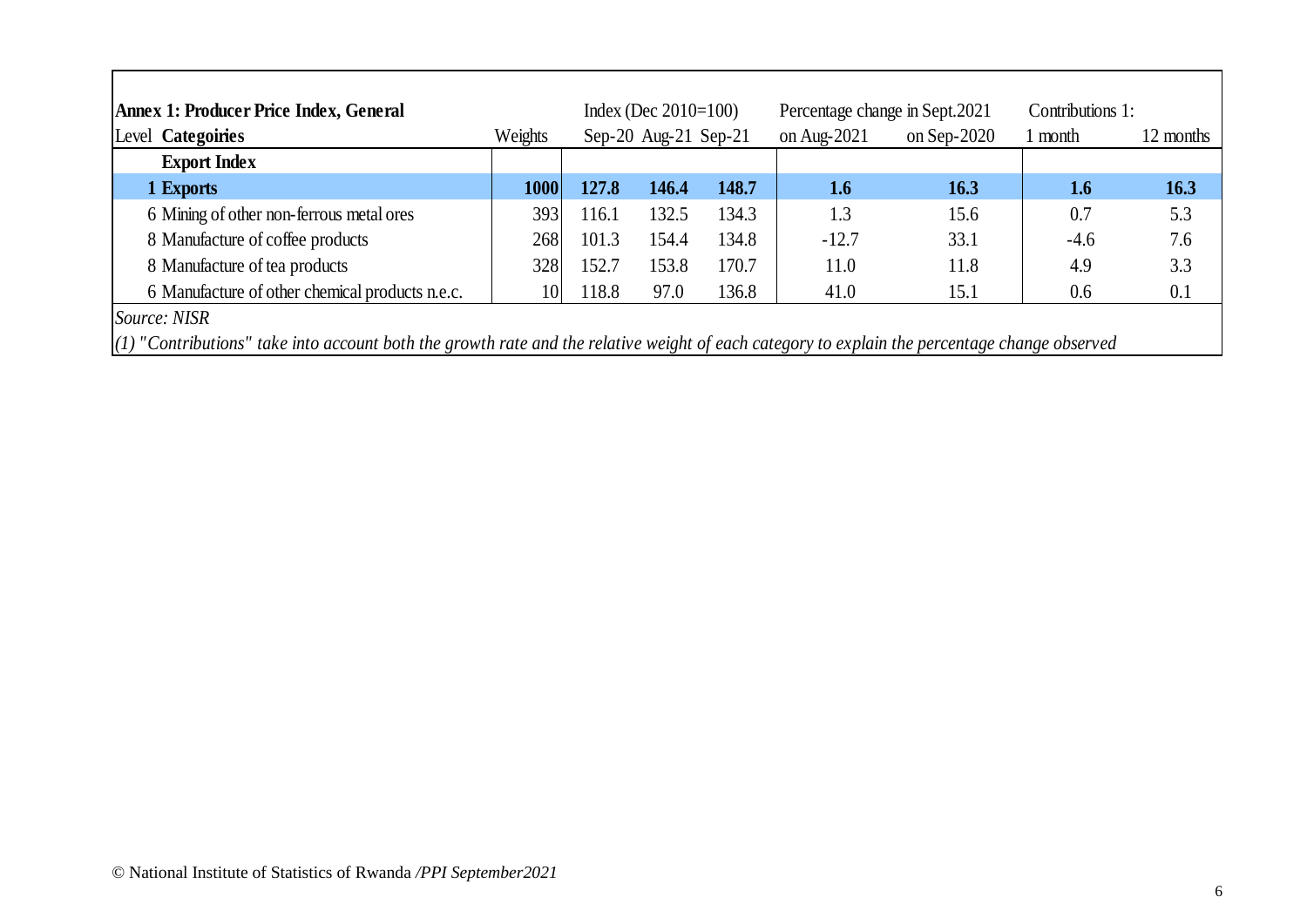| **Annex 1: Producer Price Index, General** | | Index (Dec 2010=100) | | | Percentage change in Sept.2021 | | Contributions 1: | |
|---|---|---|---|---|---|---|---|---|
| Level **Categoiries** | Weights | Sep-20 | Aug-21 | Sep-21 | on Aug-2021 | on Sep-2020 | 1 month | 12 months |
| **Export Index** | | | | | | | | |
| **1 Exports** | **1000** | **127.8** | **146.4** | **148.7** | **1.6** | **16.3** | **1.6** | **16.3** |
| 6 Mining of other non-ferrous metal ores | 393 | 116.1 | 132.5 | 134.3 | 1.3 | 15.6 | 0.7 | 5.3 |
| 8 Manufacture of coffee products | 268 | 101.3 | 154.4 | 134.8 | -12.7 | 33.1 | -4.6 | 7.6 |
| 8 Manufacture of tea products | 328 | 152.7 | 153.8 | 170.7 | 11.0 | 11.8 | 4.9 | 3.3 |
| 6 Manufacture of other chemical products n.e.c. | 10 | 118.8 | 97.0 | 136.8 | 41.0 | 15.1 | 0.6 | 0.1 |

*Source: NISR*

*(1) "Contributions" take into account both the growth rate and the relative weight of each category to explain the percentage change observed*

© National Institute of Statistics of Rwanda */PPI September2021*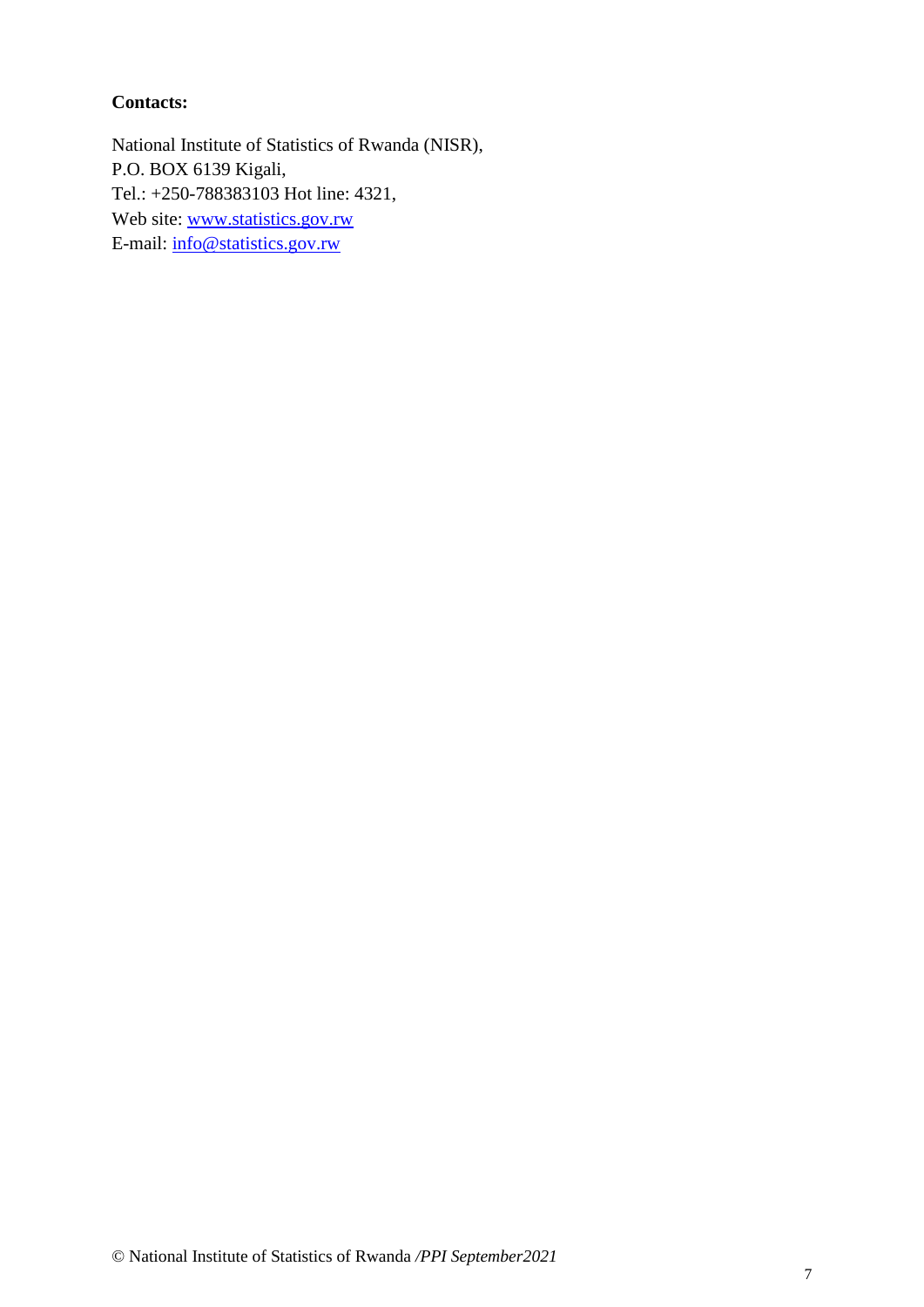**Contacts:**

National Institute of Statistics of Rwanda (NISR),  
P.O. BOX 6139 Kigali,  
Tel.: +250-788383103 Hot line: 4321,  
Web site: www.statistics.gov.rw  
E-mail: info@statistics.gov.rw